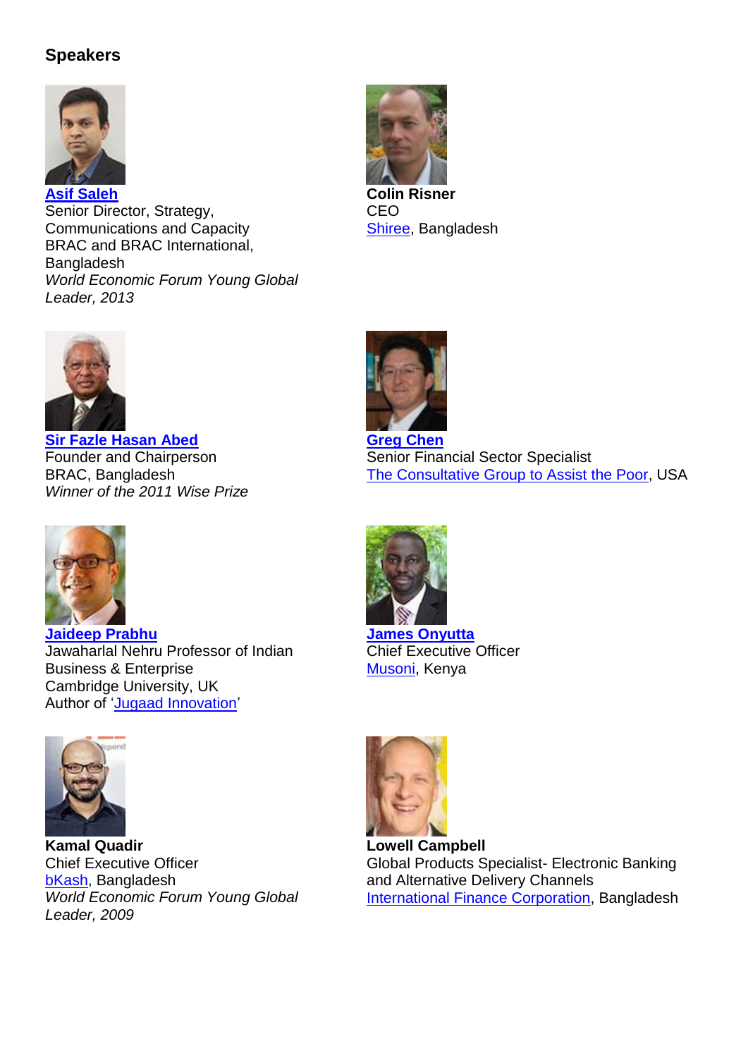## Speakers

**Asif Saleh**
Senior Director, Strategy, Communications and Capacity
BRAC and BRAC International, Bangladesh
*World Economic Forum Young Global Leader, 2013*

**Colin Risner**
CEO
Shiree, Bangladesh

**Sir Fazle Hasan Abed**
Founder and Chairperson
BRAC, Bangladesh
*Winner of the 2011 Wise Prize*

**Greg Chen**
Senior Financial Sector Specialist
The Consultative Group to Assist the Poor, USA

**Jaideep Prabhu**
Jawaharlal Nehru Professor of Indian Business & Enterprise
Cambridge University, UK
Author of 'Jugaad Innovation'

**James Onyutta**
Chief Executive Officer
Musoni, Kenya

**Kamal Quadir**
Chief Executive Officer
bKash, Bangladesh
*World Economic Forum Young Global Leader, 2009*

**Lowell Campbell**
Global Products Specialist- Electronic Banking and Alternative Delivery Channels
International Finance Corporation, Bangladesh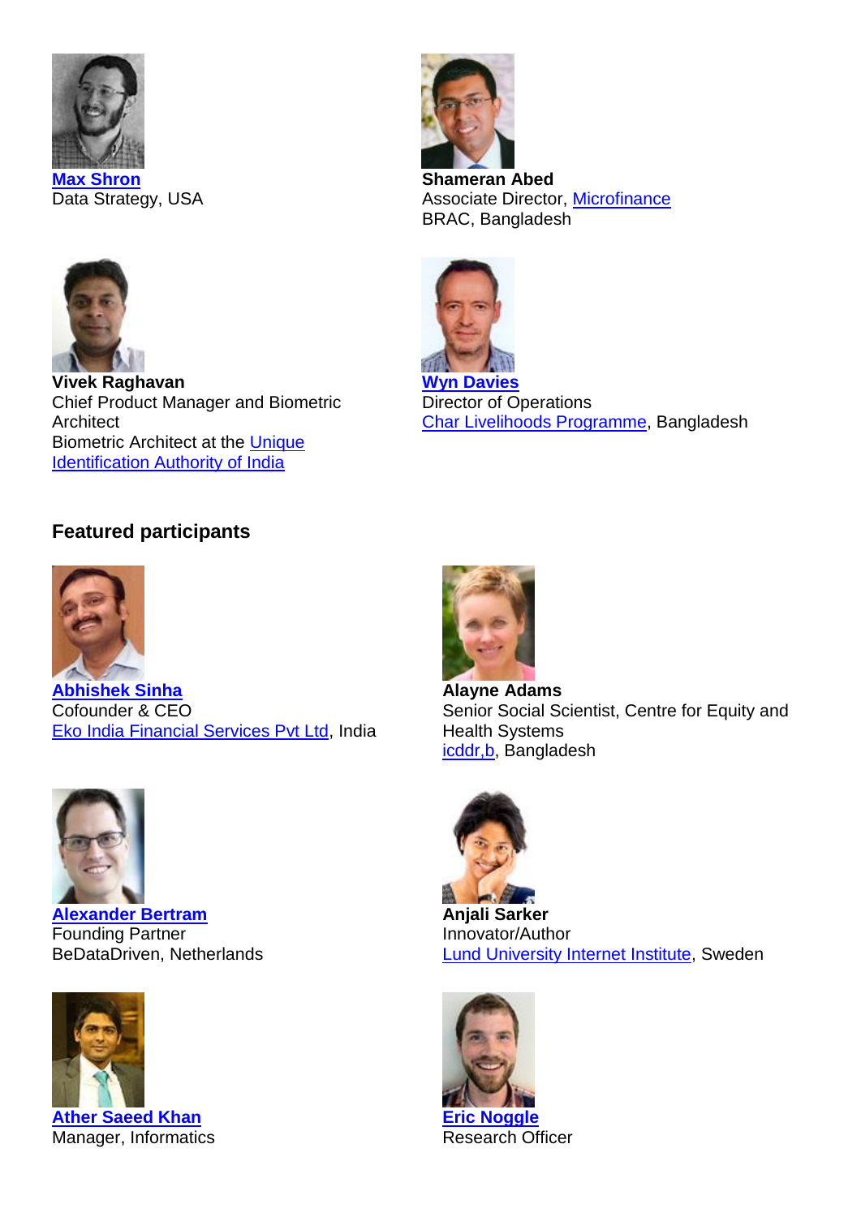**Max Shron**
Data Strategy, USA

**Shameran Abed**
Associate Director, Microfinance
BRAC, Bangladesh

**Vivek Raghavan**
Chief Product Manager and Biometric Architect
Biometric Architect at the Unique Identification Authority of India

**Wyn Davies**
Director of Operations
Char Livelihoods Programme, Bangladesh

### Featured participants

**Abhishek Sinha**
Cofounder & CEO
Eko India Financial Services Pvt Ltd, India

**Alayne Adams**
Senior Social Scientist, Centre for Equity and Health Systems
icddr,b, Bangladesh

**Alexander Bertram**
Founding Partner
BeDataDriven, Netherlands

**Anjali Sarker**
Innovator/Author
Lund University Internet Institute, Sweden

**Ather Saeed Khan**
Manager, Informatics

**Eric Noggle**
Research Officer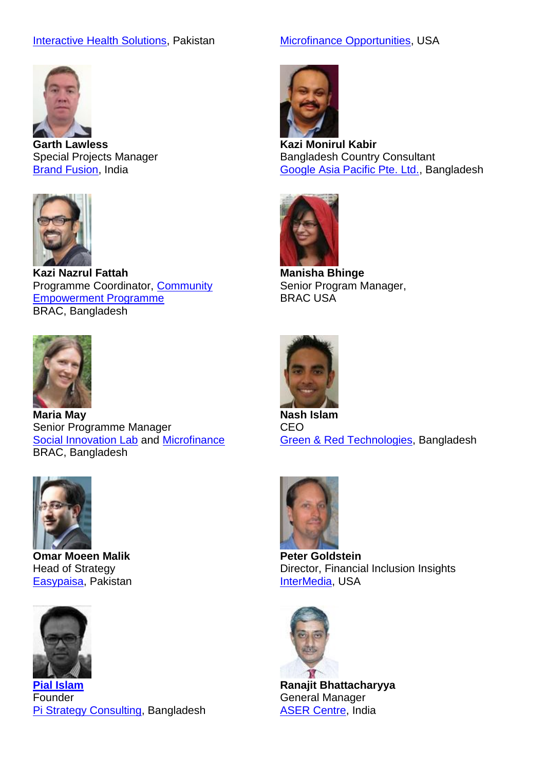Interactive Health Solutions, Pakistan

Microfinance Opportunities, USA

**Garth Lawless**
Special Projects Manager
Brand Fusion, India

**Kazi Monirul Kabir**
Bangladesh Country Consultant
Google Asia Pacific Pte. Ltd., Bangladesh

**Kazi Nazrul Fattah**
Programme Coordinator, Community Empowerment Programme
BRAC, Bangladesh

**Manisha Bhinge**
Senior Program Manager,
BRAC USA

**Maria May**
Senior Programme Manager
Social Innovation Lab and Microfinance
BRAC, Bangladesh

**Nash Islam**
CEO
Green & Red Technologies, Bangladesh

**Omar Moeen Malik**
Head of Strategy
Easypaisa, Pakistan

**Peter Goldstein**
Director, Financial Inclusion Insights
InterMedia, USA

**Pial Islam**
Founder
Pi Strategy Consulting, Bangladesh

**Ranajit Bhattacharyya**
General Manager
ASER Centre, India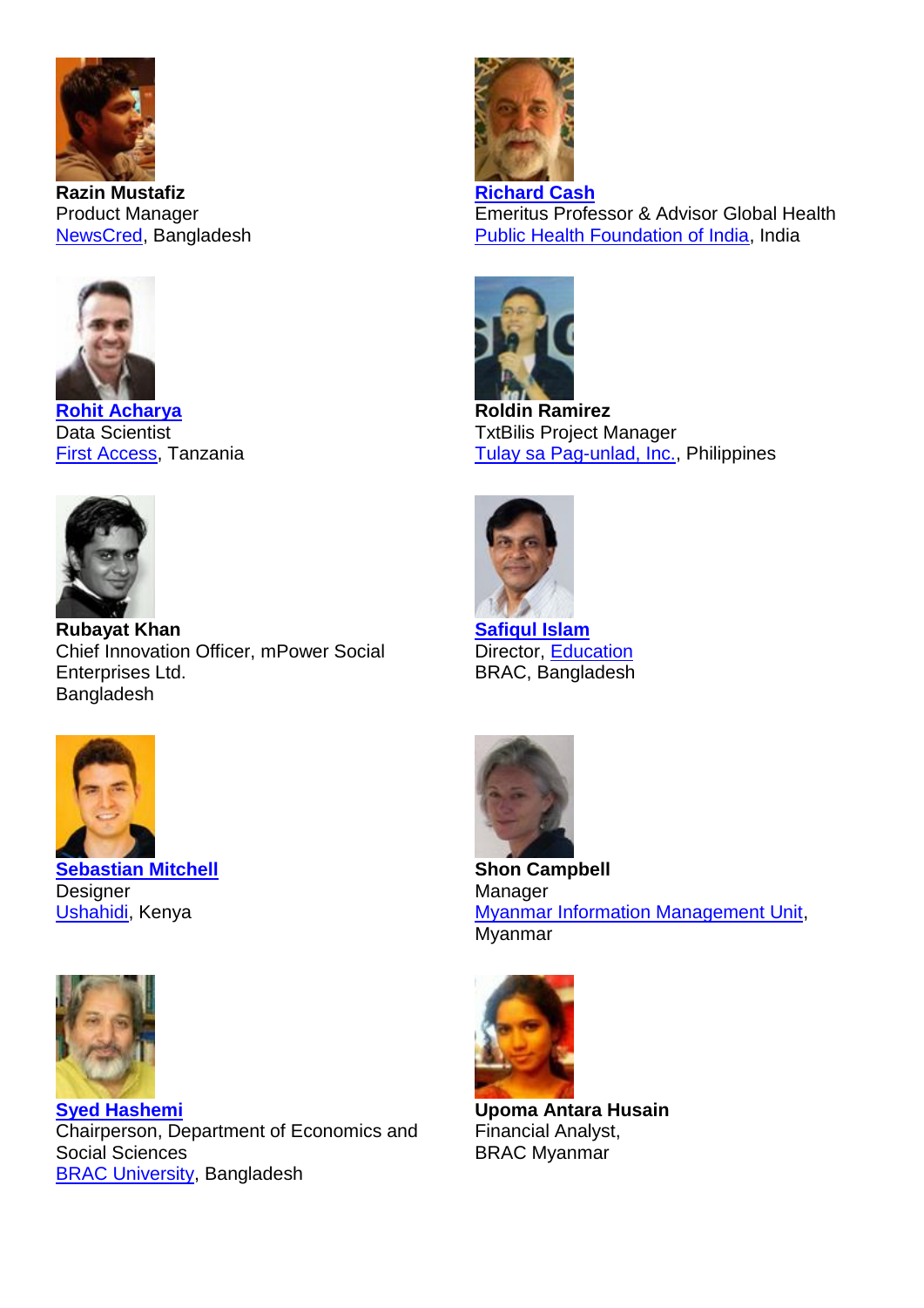**Razin Mustafiz**
Product Manager
NewsCred, Bangladesh

**Richard Cash**
Emeritus Professor & Advisor Global Health
Public Health Foundation of India, India

**Rohit Acharya**
Data Scientist
First Access, Tanzania

**Roldin Ramirez**
TxtBilis Project Manager
Tulay sa Pag-unlad, Inc., Philippines

**Rubayat Khan**
Chief Innovation Officer, mPower Social Enterprises Ltd.
Bangladesh

**Safiqul Islam**
Director, Education
BRAC, Bangladesh

**Sebastian Mitchell**
Designer
Ushahidi, Kenya

**Shon Campbell**
Manager
Myanmar Information Management Unit,
Myanmar

**Syed Hashemi**
Chairperson, Department of Economics and Social Sciences
BRAC University, Bangladesh

**Upoma Antara Husain**
Financial Analyst,
BRAC Myanmar